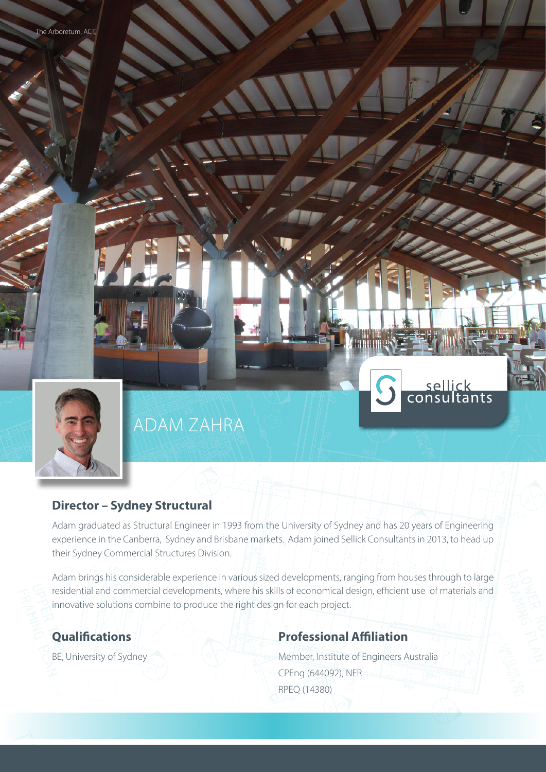The Arboretum, ACT

sellick consultants

# ADAM ZAHRA

## Director – Sydney Structural

Adam graduated as Structural Engineer in 1993 from the University of Sydney and has 20 years of Engineering experience in the Canberra, Sydney and Brisbane markets. Adam joined Sellick Consultants in 2013, to head up their Sydney Commercial Structures Division.

Adam brings his considerable experience in various sized developments, ranging from houses through to large residential and commercial developments, where his skills of economical design, efficient use of materials and innovative solutions combine to produce the right design for each project.

## Qualifications

BE, University of Sydney

## Professional Affiliation

Member, Institute of Engineers Australia

CPEng (644092), NER

RPEQ (14380)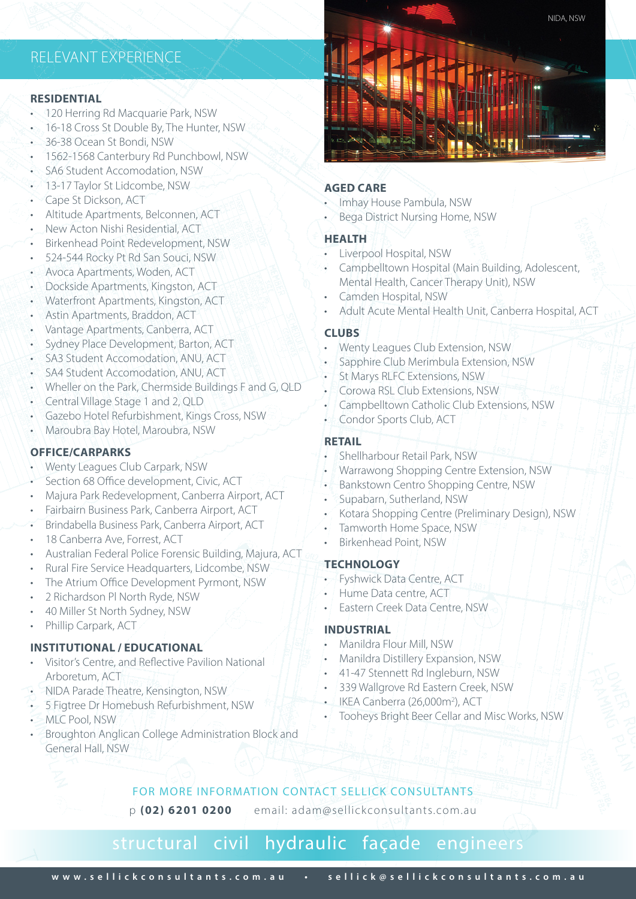## RELEVANT EXPERIENCE

NIDA, NSW

### RESIDENTIAL

- 120 Herring Rd Macquarie Park, NSW
- 16-18 Cross St Double By, The Hunter, NSW
- 36-38 Ocean St Bondi, NSW
- 1562-1568 Canterbury Rd Punchbowl, NSW
- SA6 Student Accomodation, NSW
- 13-17 Taylor St Lidcombe, NSW
- Cape St Dickson, ACT
- Altitude Apartments, Belconnen, ACT
- New Acton Nishi Residential, ACT
- Birkenhead Point Redevelopment, NSW
- 524-544 Rocky Pt Rd San Souci, NSW
- Avoca Apartments, Woden, ACT
- Dockside Apartments, Kingston, ACT
- Waterfront Apartments, Kingston, ACT
- Astin Apartments, Braddon, ACT
- Vantage Apartments, Canberra, ACT
- Sydney Place Development, Barton, ACT
- SA3 Student Accomodation, ANU, ACT
- SA4 Student Accomodation, ANU, ACT
- Wheller on the Park, Chermside Buildings F and G, QLD
- Central Village Stage 1 and 2, QLD
- Gazebo Hotel Refurbishment, Kings Cross, NSW
- Maroubra Bay Hotel, Maroubra, NSW

### OFFICE/CARPARKS

- Wenty Leagues Club Carpark, NSW
- Section 68 Office development, Civic, ACT
- Majura Park Redevelopment, Canberra Airport, ACT
- Fairbairn Business Park, Canberra Airport, ACT
- Brindabella Business Park, Canberra Airport, ACT
- 18 Canberra Ave, Forrest, ACT
- Australian Federal Police Forensic Building, Majura, ACT
- Rural Fire Service Headquarters, Lidcombe, NSW
- The Atrium Office Development Pyrmont, NSW
- 2 Richardson Pl North Ryde, NSW
- 40 Miller St North Sydney, NSW
- Phillip Carpark, ACT

### INSTITUTIONAL / EDUCATIONAL

- Visitor's Centre, and Reflective Pavilion National Arboretum, ACT
- NIDA Parade Theatre, Kensington, NSW
- 5 Figtree Dr Homebush Refurbishment, NSW
- MLC Pool, NSW
- Broughton Anglican College Administration Block and General Hall, NSW

### AGED CARE

- Imhay House Pambula, NSW
- Bega District Nursing Home, NSW

### HEALTH

- Liverpool Hospital, NSW
- Campbelltown Hospital (Main Building, Adolescent, Mental Health, Cancer Therapy Unit), NSW
- Camden Hospital, NSW
- Adult Acute Mental Health Unit, Canberra Hospital, ACT

### CLUBS

- Wenty Leagues Club Extension, NSW
- Sapphire Club Merimbula Extension, NSW
- St Marys RLFC Extensions, NSW
- Corowa RSL Club Extensions, NSW
- Campbelltown Catholic Club Extensions, NSW
- Condor Sports Club, ACT

### RETAIL

- Shellharbour Retail Park, NSW
- Warrawong Shopping Centre Extension, NSW
- Bankstown Centro Shopping Centre, NSW
- Supabarn, Sutherland, NSW
- Kotara Shopping Centre (Preliminary Design), NSW
- Tamworth Home Space, NSW
- Birkenhead Point, NSW

### TECHNOLOGY

- Fyshwick Data Centre, ACT
- Hume Data centre, ACT
- Eastern Creek Data Centre, NSW

### INDUSTRIAL

- Manildra Flour Mill, NSW
- Manildra Distillery Expansion, NSW
- 41-47 Stennett Rd Ingleburn, NSW
- 339 Wallgrove Rd Eastern Creek, NSW
- IKEA Canberra (26,000m$^2$), ACT
- Tooheys Bright Beer Cellar and Misc Works, NSW

FOR MORE INFORMATION CONTACT SELLICK CONSULTANTS

p **(02) 6201 0200** email: adam@sellickconsultants.com.au

structural civil hydraulic façade engineers

www.sellickconsultants.com.au • sellick@sellickconsultants.com.au